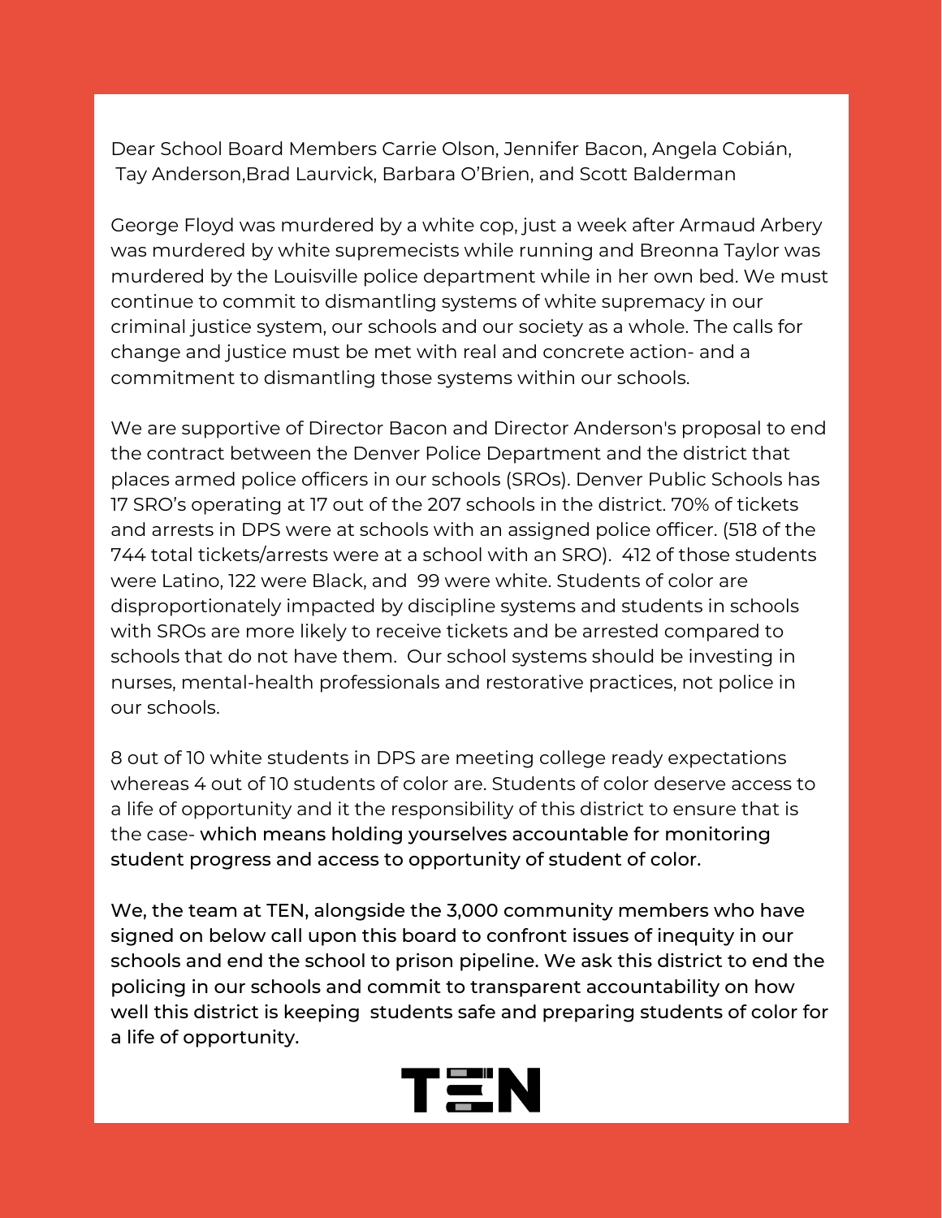Dear School Board Members Carrie Olson, Jennifer Bacon, Angela Cobián, Tay Anderson,Brad Laurvick, Barbara O'Brien, and Scott Balderman

George Floyd was murdered by a white cop, just a week after Armaud Arbery was murdered by white supremecists while running and Breonna Taylor was murdered by the Louisville police department while in her own bed. We must continue to commit to dismantling systems of white supremacy in our criminal justice system, our schools and our society as a whole. The calls for change and justice must be met with real and concrete action- and a commitment to dismantling those systems within our schools.

We are supportive of Director Bacon and Director Anderson's proposal to end the contract between the Denver Police Department and the district that places armed police officers in our schools (SROs). Denver Public Schools has 17 SRO's operating at 17 out of the 207 schools in the district. 70% of tickets and arrests in DPS were at schools with an assigned police officer. (518 of the 744 total tickets/arrests were at a school with an SRO). 412 of those students were Latino, 122 were Black, and 99 were white. Students of color are disproportionately impacted by discipline systems and students in schools with SROs are more likely to receive tickets and be arrested compared to schools that do not have them. Our school systems should be investing in nurses, mental-health professionals and restorative practices, not police in our schools.

8 out of 10 white students in DPS are meeting college ready expectations whereas 4 out of 10 students of color are. Students of color deserve access to a life of opportunity and it the responsibility of this district to ensure that is the case- **which means holding yourselves accountable for monitoring student progress and access to opportunity of student of color.**

**We, the team at TEN, alongside the 3,000 community members who have signed on below call upon this board to confront issues of inequity in our schools and end the school to prison pipeline. We ask this district to end the policing in our schools and commit to transparent accountability on how well this district is keeping students safe and preparing students of color for a life of opportunity.**

TEN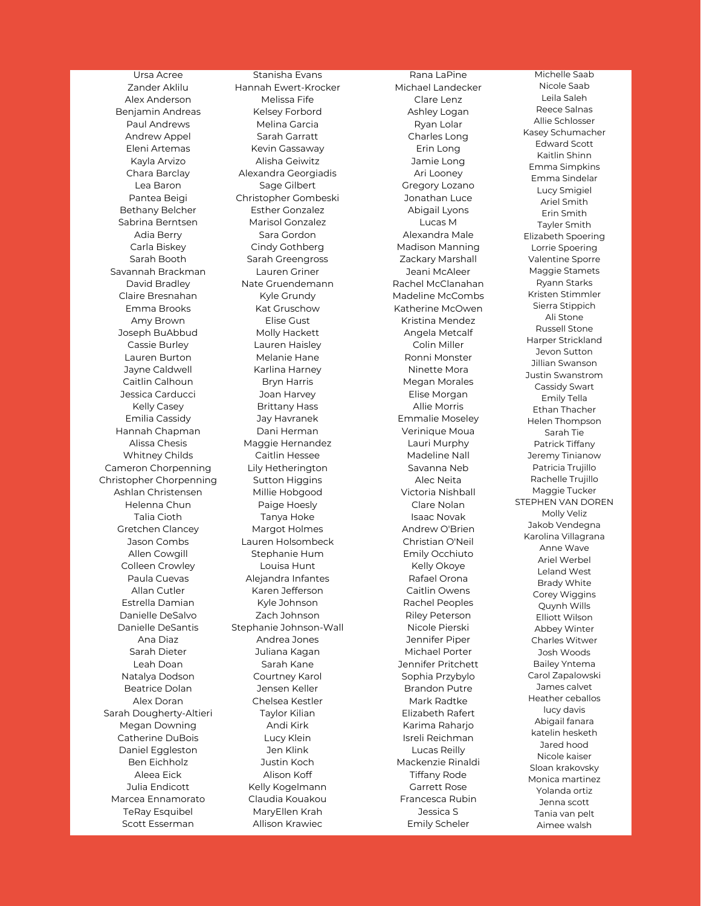Ursa Acree
Zander Aklilu
Alex Anderson
Benjamin Andreas
Paul Andrews
Andrew Appel
Eleni Artemas
Kayla Arvizo
Chara Barclay
Lea Baron
Pantea Beigi
Bethany Belcher
Sabrina Berntsen
Adia Berry
Carla Biskey
Sarah Booth
Savannah Brackman
David Bradley
Claire Bresnahan
Emma Brooks
Amy Brown
Joseph BuAbbud
Cassie Burley
Lauren Burton
Jayne Caldwell
Caitlin Calhoun
Jessica Carducci
Kelly Casey
Emilia Cassidy
Hannah Chapman
Alissa Chesis
Whitney Childs
Cameron Chorpenning
Christopher Chorpenning
Ashlan Christensen
Helenna Chun
Talia Cioth
Gretchen Clancey
Jason Combs
Allen Cowgill
Colleen Crowley
Paula Cuevas
Allan Cutler
Estrella Damian
Danielle DeSalvo
Danielle DeSantis
Ana Diaz
Sarah Dieter
Leah Doan
Natalya Dodson
Beatrice Dolan
Alex Doran
Sarah Dougherty-Altieri
Megan Downing
Catherine DuBois
Daniel Eggleston
Ben Eichholz
Aleea Eick
Julia Endicott
Marcea Ennamorato
TeRay Esquibel
Scott Esserman

Stanisha Evans
Hannah Ewert-Krocker
Melissa Fife
Kelsey Forbord
Melina Garcia
Sarah Garratt
Kevin Gassaway
Alisha Geiwitz
Alexandra Georgiadis
Sage Gilbert
Christopher Gombeski
Esther Gonzalez
Marisol Gonzalez
Sara Gordon
Cindy Gothberg
Sarah Greengross
Lauren Griner
Nate Gruendemann
Kyle Grundy
Kat Gruschow
Elise Gust
Molly Hackett
Lauren Haisley
Melanie Hane
Karlina Harney
Bryn Harris
Joan Harvey
Brittany Hass
Jay Havranek
Dani Herman
Maggie Hernandez
Caitlin Hessee
Lily Hetherington
Sutton Higgins
Millie Hobgood
Paige Hoesly
Tanya Hoke
Margot Holmes
Lauren Holsombeck
Stephanie Hum
Louisa Hunt
Alejandra Infantes
Karen Jefferson
Kyle Johnson
Zach Johnson
Stephanie Johnson-Wall
Andrea Jones
Juliana Kagan
Sarah Kane
Courtney Karol
Jensen Keller
Chelsea Kestler
Taylor Kilian
Andi Kirk
Lucy Klein
Jen Klink
Justin Koch
Alison Koff
Kelly Kogelmann
Claudia Kouakou
MaryEllen Krah
Allison Krawiec

Rana LaPine
Michael Landecker
Clare Lenz
Ashley Logan
Ryan Lolar
Charles Long
Erin Long
Jamie Long
Ari Looney
Gregory Lozano
Jonathan Luce
Abigail Lyons
Lucas M
Alexandra Male
Madison Manning
Zackary Marshall
Jeani McAleer
Rachel McClanahan
Madeline McCombs
Katherine McOwen
Kristina Mendez
Angela Metcalf
Colin Miller
Ronni Monster
Ninette Mora
Megan Morales
Elise Morgan
Allie Morris
Emmalie Moseley
Verinique Moua
Lauri Murphy
Madeline Nall
Savanna Neb
Alec Neita
Victoria Nishball
Clare Nolan
Isaac Novak
Andrew O'Brien
Christian O'Neil
Emily Occhiuto
Kelly Okoye
Rafael Orona
Caitlin Owens
Rachel Peoples
Riley Peterson
Nicole Pierski
Jennifer Piper
Michael Porter
Jennifer Pritchett
Sophia Przybylo
Brandon Putre
Mark Radtke
Elizabeth Rafert
Karima Raharjo
Isreli Reichman
Lucas Reilly
Mackenzie Rinaldi
Tiffany Rode
Garrett Rose
Francesca Rubin
Jessica S
Emily Scheler

Michelle Saab
Nicole Saab
Leila Saleh
Reece Salnas
Allie Schlosser
Kasey Schumacher
Edward Scott
Kaitlin Shinn
Emma Simpkins
Emma Sindelar
Lucy Smigiel
Ariel Smith
Erin Smith
Tayler Smith
Elizabeth Spoering
Lorrie Spoering
Valentine Sporre
Maggie Stamets
Ryann Starks
Kristen Stimmler
Sierra Stippich
Ali Stone
Russell Stone
Harper Strickland
Jevon Sutton
Jillian Swanson
Justin Swanstrom
Cassidy Swart
Emily Tella
Ethan Thacher
Helen Thompson
Sarah Tie
Patrick Tiffany
Jeremy Tinianow
Patricia Trujillo
Rachelle Trujillo
Maggie Tucker
STEPHEN VAN DOREN
Molly Veliz
Jakob Vendegna
Karolina Villagrana
Anne Wave
Ariel Werbel
Leland West
Brady White
Corey Wiggins
Quynh Wills
Elliott Wilson
Abbey Winter
Charles Witwer
Josh Woods
Bailey Yntema
Carol Zapalowski
James calvet
Heather ceballos
lucy davis
Abigail fanara
katelin hesketh
Jared hood
Nicole kaiser
Sloan krakovsky
Monica martinez
Yolanda ortiz
Jenna scott
Tania van pelt
Aimee walsh